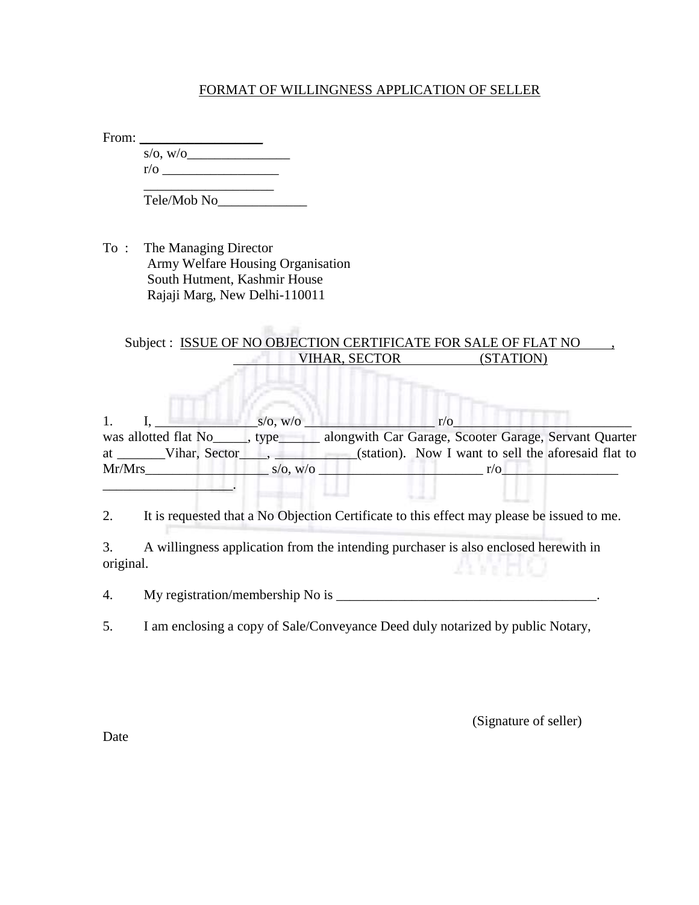FORMAT OF WILLINGNESS APPLICATION OF SELLER

From: __________________
s/o, w/o_______________
r/o _________________
___________________
Tele/Mob No_____________

To : The Managing Director
Army Welfare Housing Organisation
South Hutment, Kashmir House
Rajaji Marg, New Delhi-110011

Subject : ISSUE OF NO OBJECTION CERTIFICATE FOR SALE OF FLAT NO ____, __________ VIHAR, SECTOR ____________ (STATION)

1. I, _______________s/o, w/o ___________________ r/o___________________________ was allotted flat No_____, type______ alongwith Car Garage, Scooter Garage, Servant Quarter at _______Vihar, Sector____, ____________(station). Now I want to sell the aforesaid flat to Mr/Mrs__________________ s/o, w/o _________________________ r/o_________________ ___________________.

2. It is requested that a No Objection Certificate to this effect may please be issued to me.

3. A willingness application from the intending purchaser is also enclosed herewith in original.

4. My registration/membership No is _______________________________________.

5. I am enclosing a copy of Sale/Conveyance Deed duly notarized by public Notary,

(Signature of seller)

Date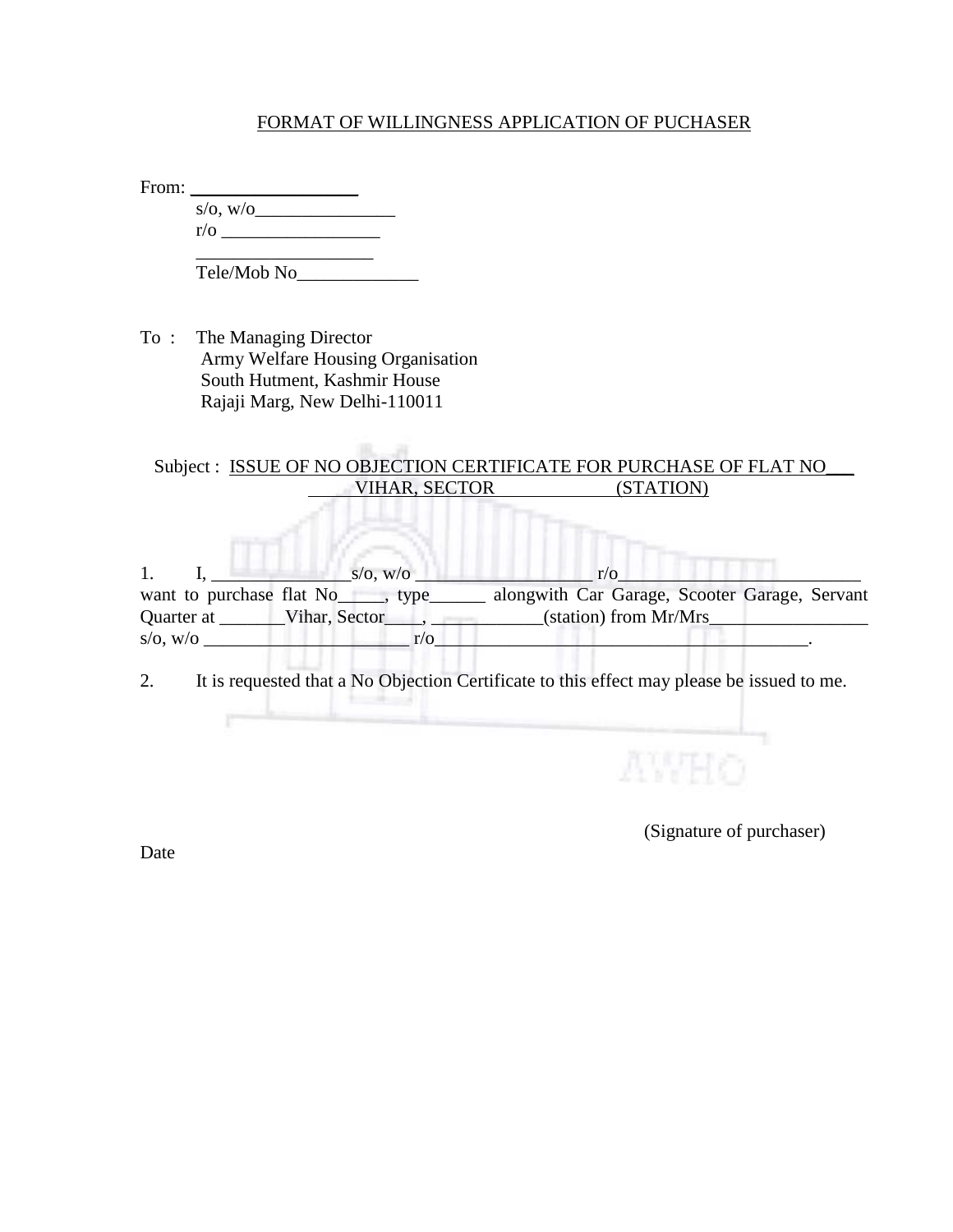FORMAT OF WILLINGNESS APPLICATION OF PUCHASER

From: __________________
s/o, w/o_______________
r/o _________________
___________________
Tele/Mob No_____________

To : The Managing Director
Army Welfare Housing Organisation
South Hutment, Kashmir House
Rajaji Marg, New Delhi-110011

Subject : ISSUE OF NO OBJECTION CERTIFICATE FOR PURCHASE OF FLAT NO___ ____VIHAR, SECTOR____________(STATION)

1. I, _______________s/o, w/o ___________________ r/o__________________________ want to purchase flat No_____, type______ alongwith Car Garage, Scooter Garage, Servant Quarter at _______Vihar, Sector____, ____________(station) from Mr/Mrs_________________ s/o, w/o ______________________ r/o_________________________________________.

2. It is requested that a No Objection Certificate to this effect may please be issued to me.

(Signature of purchaser)

Date